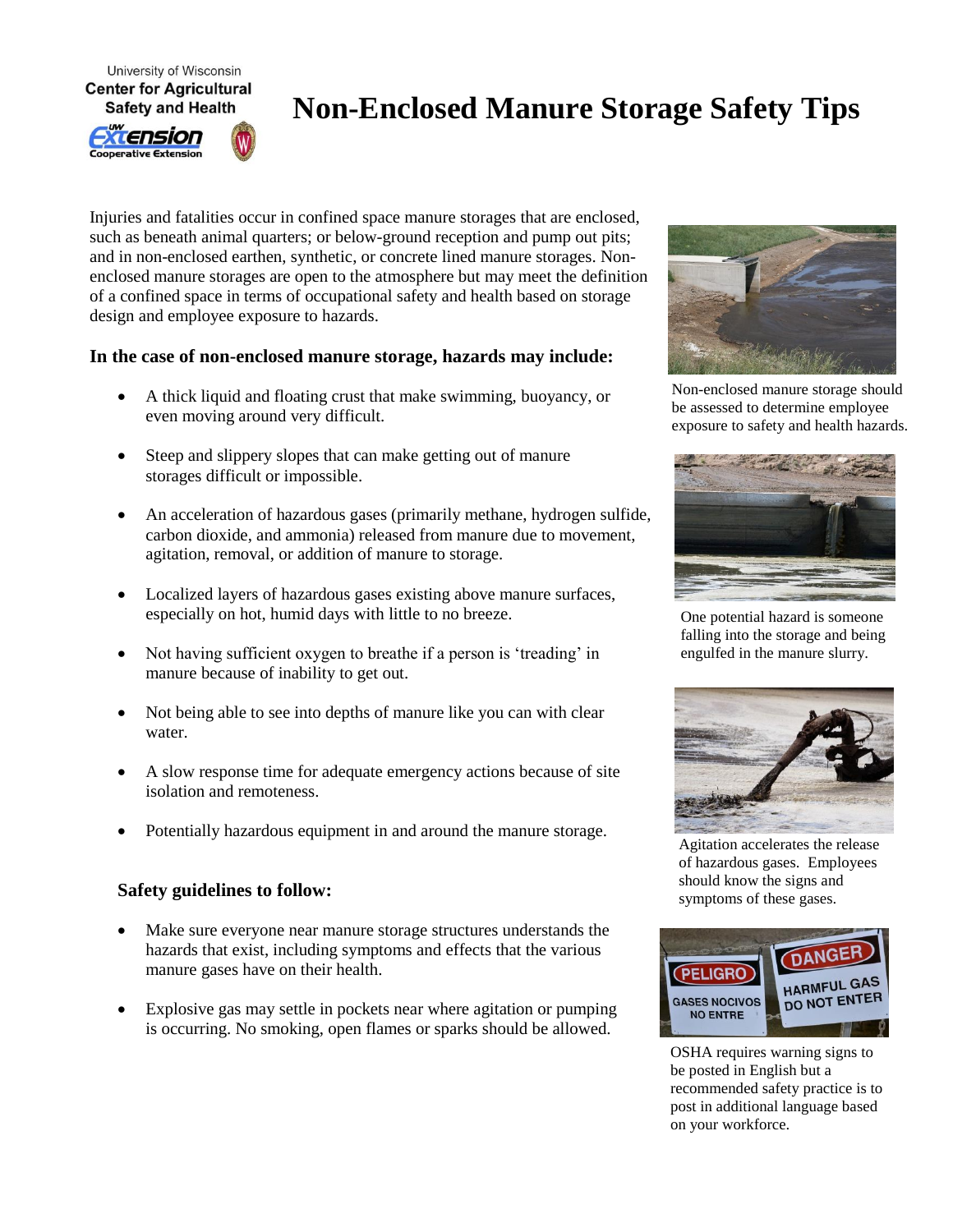University of Wisconsin
Center for Agricultural Safety and Health
UW Extension Cooperative Extension

# Non-Enclosed Manure Storage Safety Tips

Injuries and fatalities occur in confined space manure storages that are enclosed, such as beneath animal quarters; or below-ground reception and pump out pits; and in non-enclosed earthen, synthetic, or concrete lined manure storages. Non-enclosed manure storages are open to the atmosphere but may meet the definition of a confined space in terms of occupational safety and health based on storage design and employee exposure to hazards.

### In the case of non-enclosed manure storage, hazards may include:

- A thick liquid and floating crust that make swimming, buoyancy, or even moving around very difficult.
- Steep and slippery slopes that can make getting out of manure storages difficult or impossible.
- An acceleration of hazardous gases (primarily methane, hydrogen sulfide, carbon dioxide, and ammonia) released from manure due to movement, agitation, removal, or addition of manure to storage.
- Localized layers of hazardous gases existing above manure surfaces, especially on hot, humid days with little to no breeze.
- Not having sufficient oxygen to breathe if a person is 'treading' in manure because of inability to get out.
- Not being able to see into depths of manure like you can with clear water.
- A slow response time for adequate emergency actions because of site isolation and remoteness.
- Potentially hazardous equipment in and around the manure storage.

### Safety guidelines to follow:

- Make sure everyone near manure storage structures understands the hazards that exist, including symptoms and effects that the various manure gases have on their health.
- Explosive gas may settle in pockets near where agitation or pumping is occurring. No smoking, open flames or sparks should be allowed.

Non-enclosed manure storage should be assessed to determine employee exposure to safety and health hazards.

One potential hazard is someone falling into the storage and being engulfed in the manure slurry.

Agitation accelerates the release of hazardous gases. Employees should know the signs and symptoms of these gases.

OSHA requires warning signs to be posted in English but a recommended safety practice is to post in additional language based on your workforce.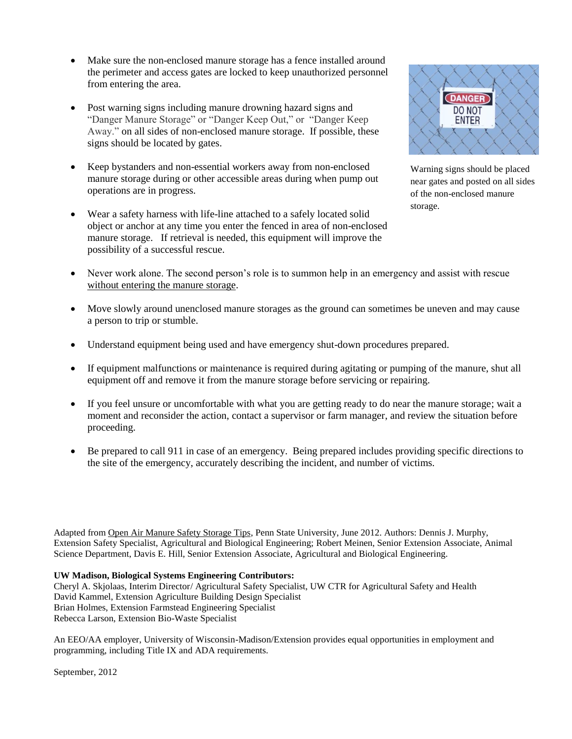- Make sure the non-enclosed manure storage has a fence installed around the perimeter and access gates are locked to keep unauthorized personnel from entering the area.

- Post warning signs including manure drowning hazard signs and "Danger Manure Storage" or "Danger Keep Out," or "Danger Keep Away." on all sides of non-enclosed manure storage. If possible, these signs should be located by gates.

- Keep bystanders and non-essential workers away from non-enclosed manure storage during or other accessible areas during when pump out operations are in progress.

- Wear a safety harness with life-line attached to a safely located solid object or anchor at any time you enter the fenced in area of non-enclosed manure storage. If retrieval is needed, this equipment will improve the possibility of a successful rescue.

Warning signs should be placed near gates and posted on all sides of the non-enclosed manure storage.

- Never work alone. The second person's role is to summon help in an emergency and assist with rescue without entering the manure storage.

- Move slowly around unenclosed manure storages as the ground can sometimes be uneven and may cause a person to trip or stumble.

- Understand equipment being used and have emergency shut-down procedures prepared.

- If equipment malfunctions or maintenance is required during agitating or pumping of the manure, shut all equipment off and remove it from the manure storage before servicing or repairing.

- If you feel unsure or uncomfortable with what you are getting ready to do near the manure storage; wait a moment and reconsider the action, contact a supervisor or farm manager, and review the situation before proceeding.

- Be prepared to call 911 in case of an emergency. Being prepared includes providing specific directions to the site of the emergency, accurately describing the incident, and number of victims.

Adapted from Open Air Manure Safety Storage Tips, Penn State University, June 2012. Authors: Dennis J. Murphy, Extension Safety Specialist, Agricultural and Biological Engineering; Robert Meinen, Senior Extension Associate, Animal Science Department, Davis E. Hill, Senior Extension Associate, Agricultural and Biological Engineering.

**UW Madison, Biological Systems Engineering Contributors:**
Cheryl A. Skjolaas, Interim Director/ Agricultural Safety Specialist, UW CTR for Agricultural Safety and Health
David Kammel, Extension Agriculture Building Design Specialist
Brian Holmes, Extension Farmstead Engineering Specialist
Rebecca Larson, Extension Bio-Waste Specialist

An EEO/AA employer, University of Wisconsin-Madison/Extension provides equal opportunities in employment and programming, including Title IX and ADA requirements.

September, 2012